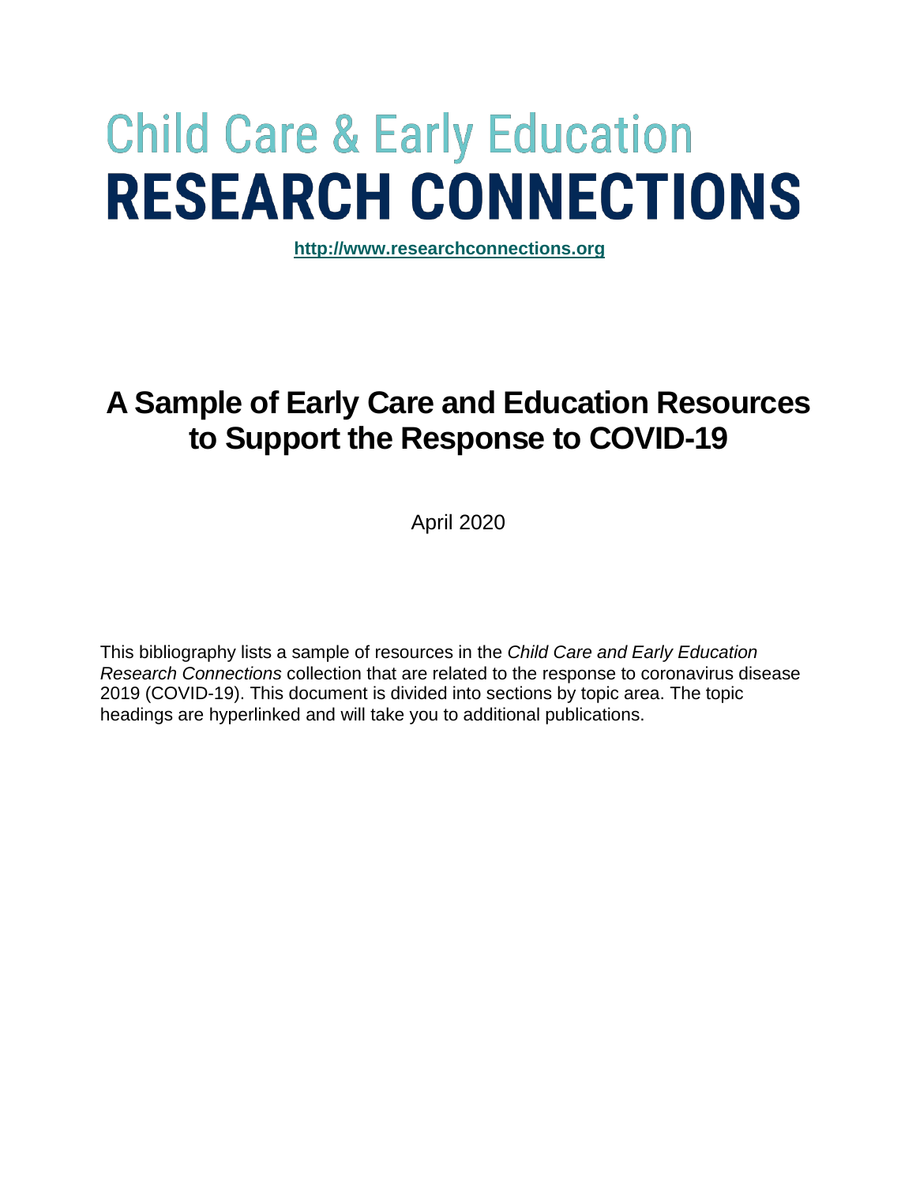# Child Care & Early Education
# RESEARCH CONNECTIONS

**http://www.researchconnections.org**

## A Sample of Early Care and Education Resources to Support the Response to COVID-19

April 2020

This bibliography lists a sample of resources in the *Child Care and Early Education Research Connections* collection that are related to the response to coronavirus disease 2019 (COVID-19). This document is divided into sections by topic area. The topic headings are hyperlinked and will take you to additional publications.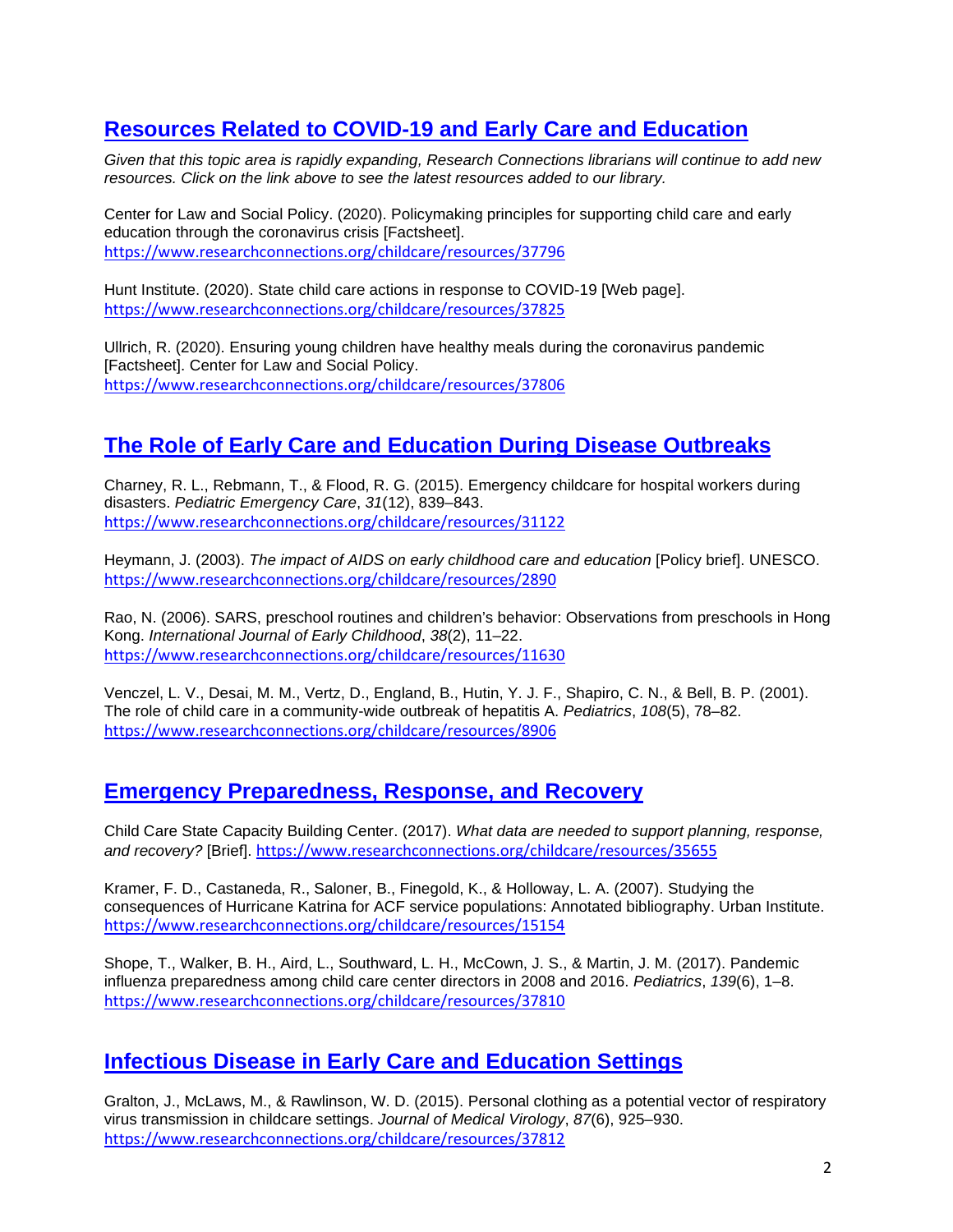## [Resources Related to COVID-19 and Early Care and Education]()

*Given that this topic area is rapidly expanding, Research Connections librarians will continue to add new resources. Click on the link above to see the latest resources added to our library.*

Center for Law and Social Policy. (2020). Policymaking principles for supporting child care and early education through the coronavirus crisis [Factsheet]. https://www.researchconnections.org/childcare/resources/37796

Hunt Institute. (2020). State child care actions in response to COVID-19 [Web page]. https://www.researchconnections.org/childcare/resources/37825

Ullrich, R. (2020). Ensuring young children have healthy meals during the coronavirus pandemic [Factsheet]. Center for Law and Social Policy. https://www.researchconnections.org/childcare/resources/37806

## [The Role of Early Care and Education During Disease Outbreaks]()

Charney, R. L., Rebmann, T., & Flood, R. G. (2015). Emergency childcare for hospital workers during disasters. *Pediatric Emergency Care*, *31*(12), 839–843. https://www.researchconnections.org/childcare/resources/31122

Heymann, J. (2003). *The impact of AIDS on early childhood care and education* [Policy brief]. UNESCO. https://www.researchconnections.org/childcare/resources/2890

Rao, N. (2006). SARS, preschool routines and children's behavior: Observations from preschools in Hong Kong. *International Journal of Early Childhood*, *38*(2), 11–22. https://www.researchconnections.org/childcare/resources/11630

Venczel, L. V., Desai, M. M., Vertz, D., England, B., Hutin, Y. J. F., Shapiro, C. N., & Bell, B. P. (2001). The role of child care in a community-wide outbreak of hepatitis A. *Pediatrics*, *108*(5), 78–82. https://www.researchconnections.org/childcare/resources/8906

## [Emergency Preparedness, Response, and Recovery]()

Child Care State Capacity Building Center. (2017). *What data are needed to support planning, response, and recovery?* [Brief]. https://www.researchconnections.org/childcare/resources/35655

Kramer, F. D., Castaneda, R., Saloner, B., Finegold, K., & Holloway, L. A. (2007). Studying the consequences of Hurricane Katrina for ACF service populations: Annotated bibliography. Urban Institute. https://www.researchconnections.org/childcare/resources/15154

Shope, T., Walker, B. H., Aird, L., Southward, L. H., McCown, J. S., & Martin, J. M. (2017). Pandemic influenza preparedness among child care center directors in 2008 and 2016. *Pediatrics*, *139*(6), 1–8. https://www.researchconnections.org/childcare/resources/37810

## [Infectious Disease in Early Care and Education Settings]()

Gralton, J., McLaws, M., & Rawlinson, W. D. (2015). Personal clothing as a potential vector of respiratory virus transmission in childcare settings. *Journal of Medical Virology*, *87*(6), 925–930. https://www.researchconnections.org/childcare/resources/37812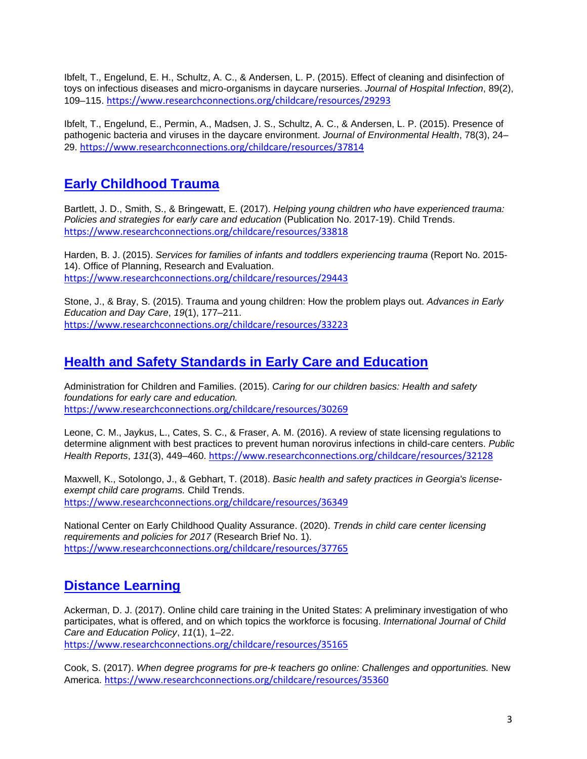Ibfelt, T., Engelund, E. H., Schultz, A. C., & Andersen, L. P. (2015). Effect of cleaning and disinfection of toys on infectious diseases and micro-organisms in daycare nurseries. *Journal of Hospital Infection*, 89(2), 109–115. https://www.researchconnections.org/childcare/resources/29293

Ibfelt, T., Engelund, E., Permin, A., Madsen, J. S., Schultz, A. C., & Andersen, L. P. (2015). Presence of pathogenic bacteria and viruses in the daycare environment. *Journal of Environmental Health*, 78(3), 24–29. https://www.researchconnections.org/childcare/resources/37814

## Early Childhood Trauma

Bartlett, J. D., Smith, S., & Bringewatt, E. (2017). *Helping young children who have experienced trauma: Policies and strategies for early care and education* (Publication No. 2017-19). Child Trends. https://www.researchconnections.org/childcare/resources/33818

Harden, B. J. (2015). *Services for families of infants and toddlers experiencing trauma* (Report No. 2015-14). Office of Planning, Research and Evaluation. https://www.researchconnections.org/childcare/resources/29443

Stone, J., & Bray, S. (2015). Trauma and young children: How the problem plays out. *Advances in Early Education and Day Care*, *19*(1), 177–211. https://www.researchconnections.org/childcare/resources/33223

## Health and Safety Standards in Early Care and Education

Administration for Children and Families. (2015). *Caring for our children basics: Health and safety foundations for early care and education.* https://www.researchconnections.org/childcare/resources/30269

Leone, C. M., Jaykus, L., Cates, S. C., & Fraser, A. M. (2016). A review of state licensing regulations to determine alignment with best practices to prevent human norovirus infections in child-care centers. *Public Health Reports*, *131*(3), 449–460. https://www.researchconnections.org/childcare/resources/32128

Maxwell, K., Sotolongo, J., & Gebhart, T. (2018). *Basic health and safety practices in Georgia's license-exempt child care programs.* Child Trends. https://www.researchconnections.org/childcare/resources/36349

National Center on Early Childhood Quality Assurance. (2020). *Trends in child care center licensing requirements and policies for 2017* (Research Brief No. 1). https://www.researchconnections.org/childcare/resources/37765

## Distance Learning

Ackerman, D. J. (2017). Online child care training in the United States: A preliminary investigation of who participates, what is offered, and on which topics the workforce is focusing. *International Journal of Child Care and Education Policy*, *11*(1), 1–22. https://www.researchconnections.org/childcare/resources/35165

Cook, S. (2017). *When degree programs for pre-k teachers go online: Challenges and opportunities.* New America. https://www.researchconnections.org/childcare/resources/35360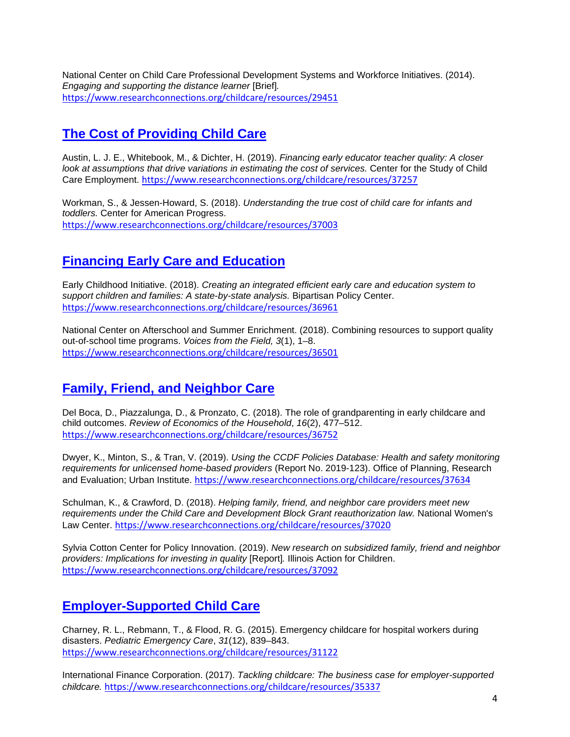National Center on Child Care Professional Development Systems and Workforce Initiatives. (2014). *Engaging and supporting the distance learner* [Brief]. https://www.researchconnections.org/childcare/resources/29451

## [The Cost of Providing Child Care]

Austin, L. J. E., Whitebook, M., & Dichter, H. (2019). *Financing early educator teacher quality: A closer look at assumptions that drive variations in estimating the cost of services.* Center for the Study of Child Care Employment. https://www.researchconnections.org/childcare/resources/37257

Workman, S., & Jessen-Howard, S. (2018). *Understanding the true cost of child care for infants and toddlers.* Center for American Progress. https://www.researchconnections.org/childcare/resources/37003

## [Financing Early Care and Education]

Early Childhood Initiative. (2018). *Creating an integrated efficient early care and education system to support children and families: A state-by-state analysis.* Bipartisan Policy Center. https://www.researchconnections.org/childcare/resources/36961

National Center on Afterschool and Summer Enrichment. (2018). Combining resources to support quality out-of-school time programs. *Voices from the Field, 3*(1), 1–8. https://www.researchconnections.org/childcare/resources/36501

## [Family, Friend, and Neighbor Care]

Del Boca, D., Piazzalunga, D., & Pronzato, C. (2018). The role of grandparenting in early childcare and child outcomes. *Review of Economics of the Household*, *16*(2), 477–512. https://www.researchconnections.org/childcare/resources/36752

Dwyer, K., Minton, S., & Tran, V. (2019). *Using the CCDF Policies Database: Health and safety monitoring requirements for unlicensed home-based providers* (Report No. 2019-123). Office of Planning, Research and Evaluation; Urban Institute. https://www.researchconnections.org/childcare/resources/37634

Schulman, K., & Crawford, D. (2018). *Helping family, friend, and neighbor care providers meet new requirements under the Child Care and Development Block Grant reauthorization law.* National Women's Law Center. https://www.researchconnections.org/childcare/resources/37020

Sylvia Cotton Center for Policy Innovation. (2019). *New research on subsidized family, friend and neighbor providers: Implications for investing in quality* [Report]. Illinois Action for Children. https://www.researchconnections.org/childcare/resources/37092

## [Employer-Supported Child Care]

Charney, R. L., Rebmann, T., & Flood, R. G. (2015). Emergency childcare for hospital workers during disasters. *Pediatric Emergency Care*, *31*(12), 839–843. https://www.researchconnections.org/childcare/resources/31122

International Finance Corporation. (2017). *Tackling childcare: The business case for employer-supported childcare.* https://www.researchconnections.org/childcare/resources/35337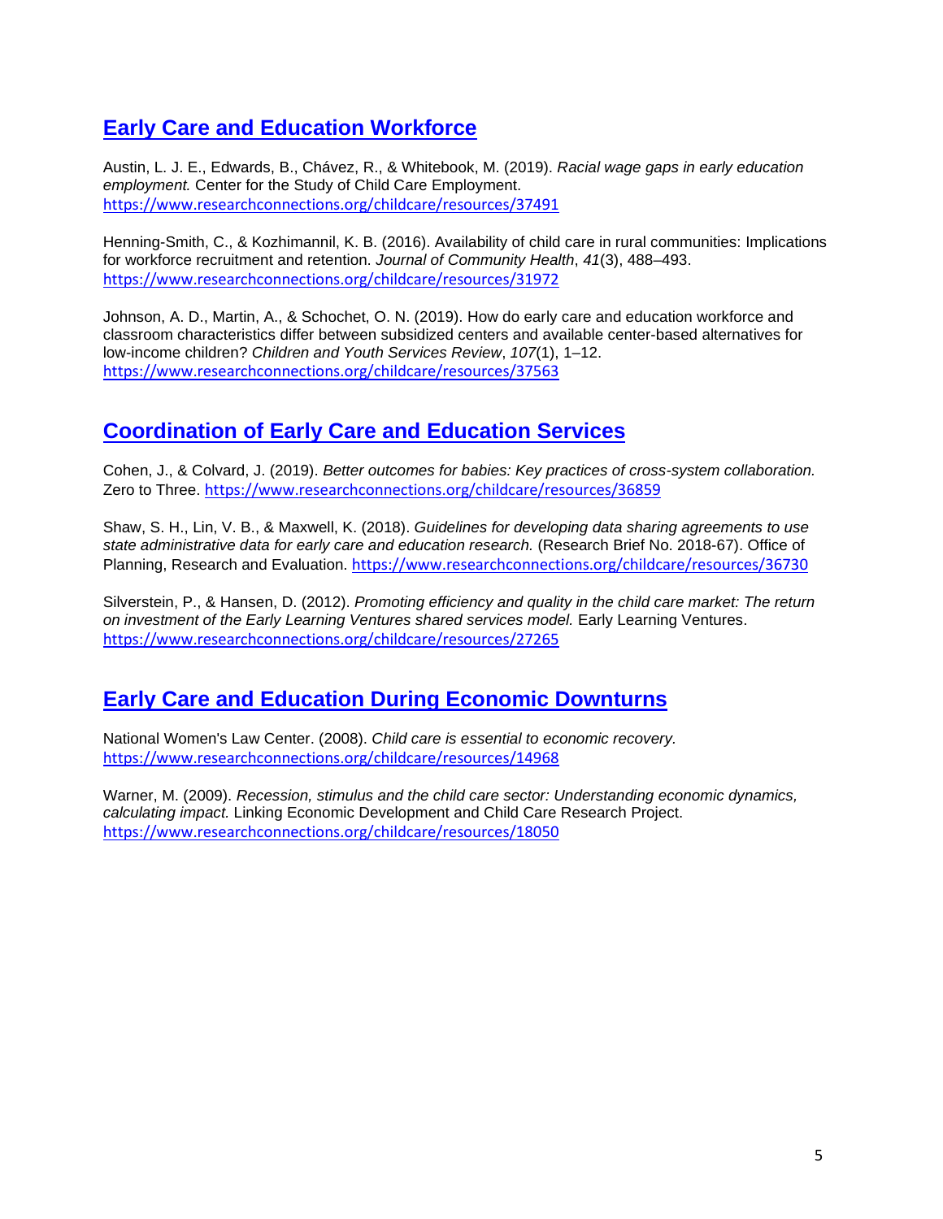## Early Care and Education Workforce

Austin, L. J. E., Edwards, B., Chávez, R., & Whitebook, M. (2019). *Racial wage gaps in early education employment.* Center for the Study of Child Care Employment. https://www.researchconnections.org/childcare/resources/37491

Henning-Smith, C., & Kozhimannil, K. B. (2016). Availability of child care in rural communities: Implications for workforce recruitment and retention. *Journal of Community Health*, *41*(3), 488–493. https://www.researchconnections.org/childcare/resources/31972

Johnson, A. D., Martin, A., & Schochet, O. N. (2019). How do early care and education workforce and classroom characteristics differ between subsidized centers and available center-based alternatives for low-income children? *Children and Youth Services Review*, *107*(1), 1–12. https://www.researchconnections.org/childcare/resources/37563

## Coordination of Early Care and Education Services

Cohen, J., & Colvard, J. (2019). *Better outcomes for babies: Key practices of cross-system collaboration.* Zero to Three. https://www.researchconnections.org/childcare/resources/36859

Shaw, S. H., Lin, V. B., & Maxwell, K. (2018). *Guidelines for developing data sharing agreements to use state administrative data for early care and education research.* (Research Brief No. 2018-67). Office of Planning, Research and Evaluation. https://www.researchconnections.org/childcare/resources/36730

Silverstein, P., & Hansen, D. (2012). *Promoting efficiency and quality in the child care market: The return on investment of the Early Learning Ventures shared services model.* Early Learning Ventures. https://www.researchconnections.org/childcare/resources/27265

## Early Care and Education During Economic Downturns

National Women's Law Center. (2008). *Child care is essential to economic recovery.* https://www.researchconnections.org/childcare/resources/14968

Warner, M. (2009). *Recession, stimulus and the child care sector: Understanding economic dynamics, calculating impact.* Linking Economic Development and Child Care Research Project. https://www.researchconnections.org/childcare/resources/18050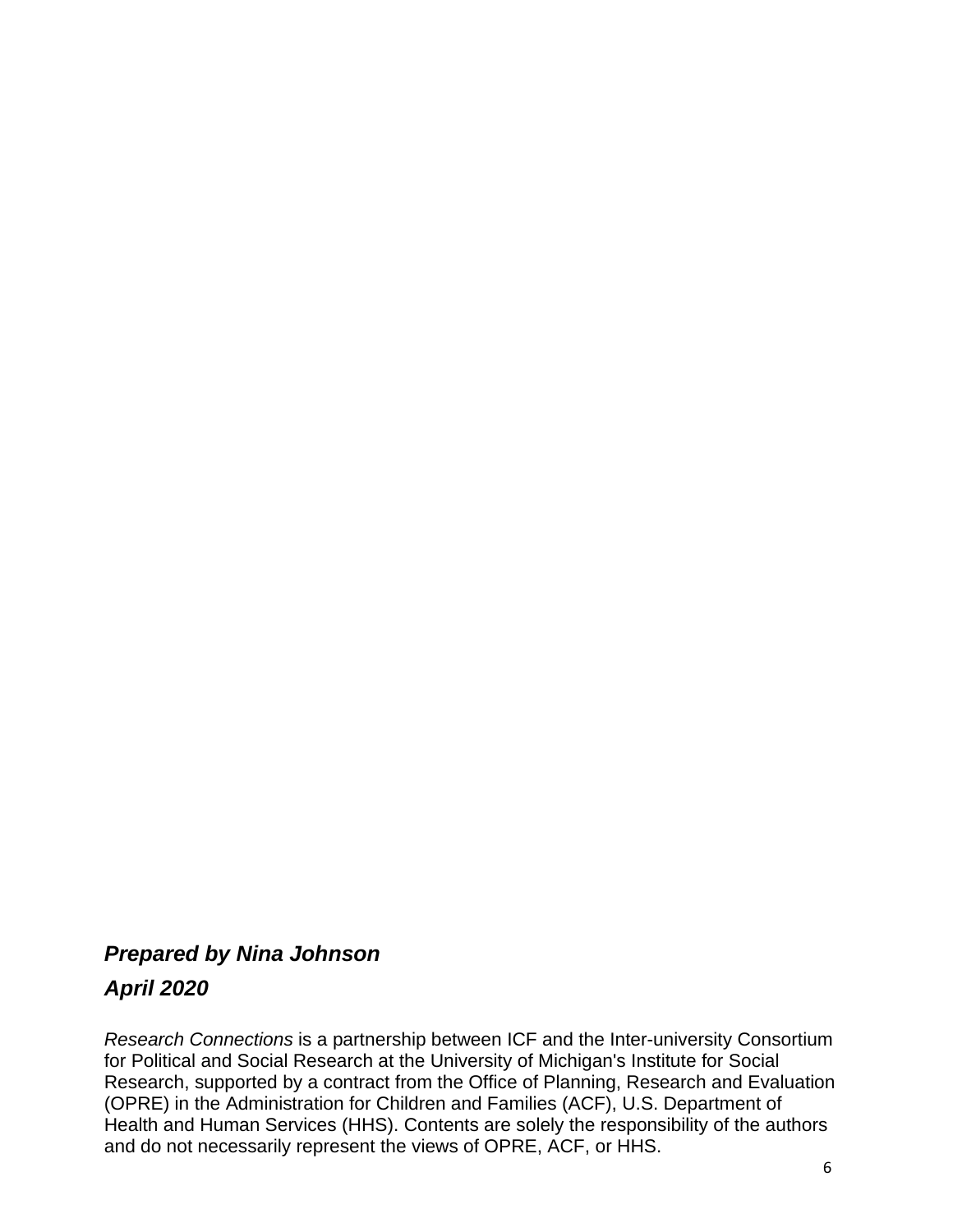***Prepared by Nina Johnson***

***April 2020***

*Research Connections* is a partnership between ICF and the Inter-university Consortium for Political and Social Research at the University of Michigan's Institute for Social Research, supported by a contract from the Office of Planning, Research and Evaluation (OPRE) in the Administration for Children and Families (ACF), U.S. Department of Health and Human Services (HHS). Contents are solely the responsibility of the authors and do not necessarily represent the views of OPRE, ACF, or HHS.